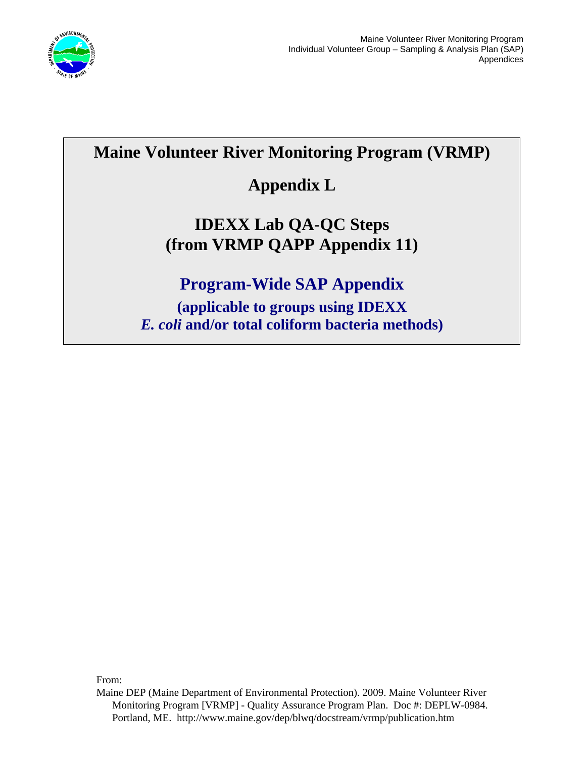# Maine Volunteer River Monitoring Program (VRMP)

## Appendix L

## IDEXX Lab QA-QC Steps (from VRMP QAPP Appendix 11)

## Program-Wide SAP Appendix

**(applicable to groups using IDEXX *E. coli* and/or total coliform bacteria methods)**

From:

Maine DEP (Maine Department of Environmental Protection). 2009. Maine Volunteer River Monitoring Program [VRMP] - Quality Assurance Program Plan. Doc #: DEPLW-0984. Portland, ME. http://www.maine.gov/dep/blwq/docstream/vrmp/publication.htm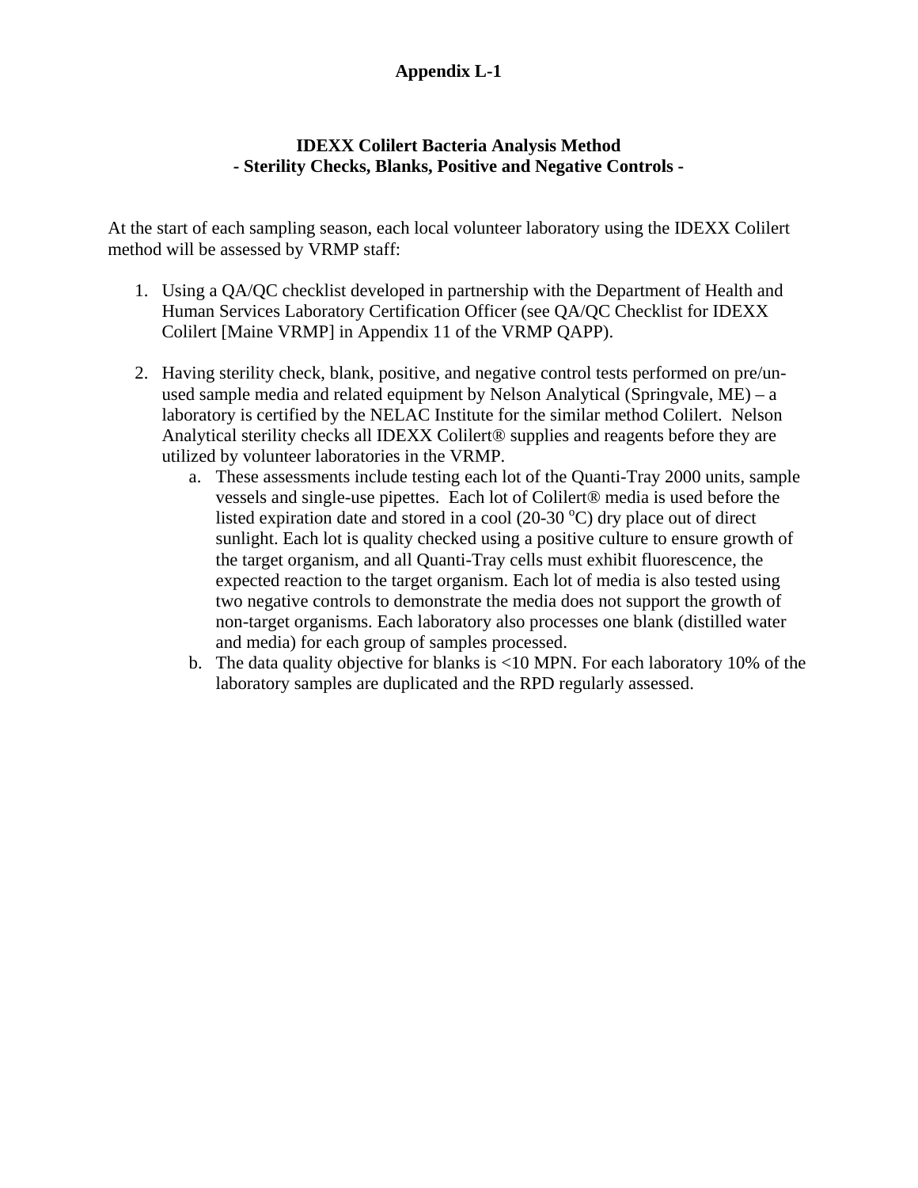# Appendix L-1

## IDEXX Colilert Bacteria Analysis Method
## - Sterility Checks, Blanks, Positive and Negative Controls -

At the start of each sampling season, each local volunteer laboratory using the IDEXX Colilert method will be assessed by VRMP staff:

1. Using a QA/QC checklist developed in partnership with the Department of Health and Human Services Laboratory Certification Officer (see QA/QC Checklist for IDEXX Colilert [Maine VRMP] in Appendix 11 of the VRMP QAPP).

2. Having sterility check, blank, positive, and negative control tests performed on pre/un-used sample media and related equipment by Nelson Analytical (Springvale, ME) – a laboratory is certified by the NELAC Institute for the similar method Colilert. Nelson Analytical sterility checks all IDEXX Colilert® supplies and reagents before they are utilized by volunteer laboratories in the VRMP.
   a. These assessments include testing each lot of the Quanti-Tray 2000 units, sample vessels and single-use pipettes. Each lot of Colilert® media is used before the listed expiration date and stored in a cool (20-30 $^{o}$C) dry place out of direct sunlight. Each lot is quality checked using a positive culture to ensure growth of the target organism, and all Quanti-Tray cells must exhibit fluorescence, the expected reaction to the target organism. Each lot of media is also tested using two negative controls to demonstrate the media does not support the growth of non-target organisms. Each laboratory also processes one blank (distilled water and media) for each group of samples processed.
   b. The data quality objective for blanks is <10 MPN. For each laboratory 10% of the laboratory samples are duplicated and the RPD regularly assessed.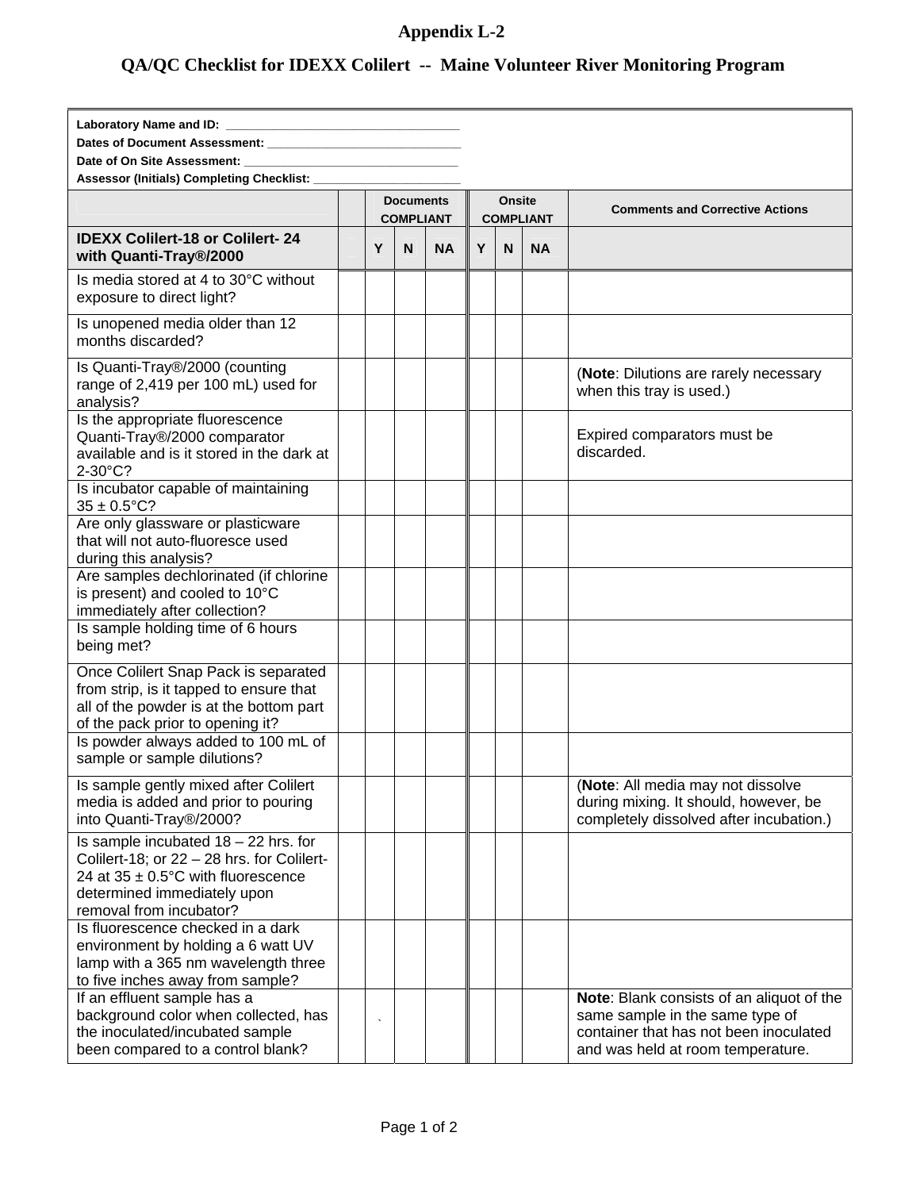# Appendix L-2

## QA/QC Checklist for IDEXX Colilert -- Maine Volunteer River Monitoring Program

**Laboratory Name and ID:** ___________________________________

**Dates of Document Assessment:** ______________________________

**Date of On Site Assessment:** ________________________________

**Assessor (Initials) Completing Checklist:** ______________________

| | | Documents COMPLIANT | | | Onsite COMPLIANT | | | Comments and Corrective Actions |
|---|---|---|---|---|---|---|---|---|
| **IDEXX Colilert-18 or Colilert- 24 with Quanti-Tray®/2000** | | **Y** | **N** | **NA** | **Y** | **N** | **NA** | |
| Is media stored at 4 to 30°C without exposure to direct light? | | | | | | | | |
| Is unopened media older than 12 months discarded? | | | | | | | | |
| Is Quanti-Tray®/2000 (counting range of 2,419 per 100 mL) used for analysis? | | | | | | | | (**Note**: Dilutions are rarely necessary when this tray is used.) |
| Is the appropriate fluorescence Quanti-Tray®/2000 comparator available and is it stored in the dark at 2-30°C? | | | | | | | | Expired comparators must be discarded. |
| Is incubator capable of maintaining 35 ± 0.5°C? | | | | | | | | |
| Are only glassware or plasticware that will not auto-fluoresce used during this analysis? | | | | | | | | |
| Are samples dechlorinated (if chlorine is present) and cooled to 10°C immediately after collection? | | | | | | | | |
| Is sample holding time of 6 hours being met? | | | | | | | | |
| Once Colilert Snap Pack is separated from strip, is it tapped to ensure that all of the powder is at the bottom part of the pack prior to opening it? | | | | | | | | |
| Is powder always added to 100 mL of sample or sample dilutions? | | | | | | | | |
| Is sample gently mixed after Colilert media is added and prior to pouring into Quanti-Tray®/2000? | | | | | | | | (**Note**: All media may not dissolve during mixing. It should, however, be completely dissolved after incubation.) |
| Is sample incubated 18 – 22 hrs. for Colilert-18; or 22 – 28 hrs. for Colilert-24 at 35 ± 0.5°C with fluorescence determined immediately upon removal from incubator? | | | | | | | | |
| Is fluorescence checked in a dark environment by holding a 6 watt UV lamp with a 365 nm wavelength three to five inches away from sample? | | | | | | | | |
| If an effluent sample has a background color when collected, has the inoculated/incubated sample been compared to a control blank? | | ` | | | | | | **Note**: Blank consists of an aliquot of the same sample in the same type of container that has not been inoculated and was held at room temperature. |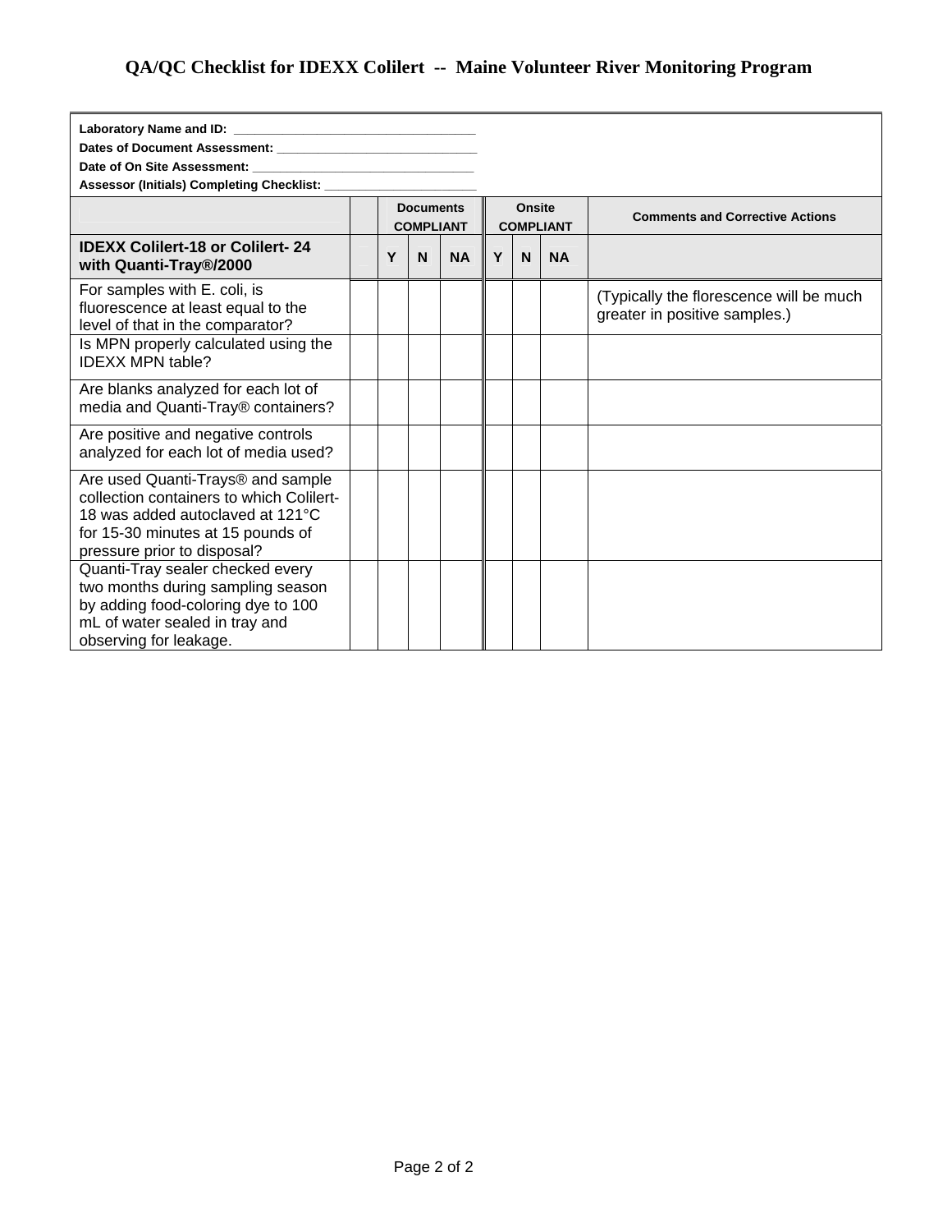# QA/QC Checklist for IDEXX Colilert -- Maine Volunteer River Monitoring Program

**Laboratory Name and ID:** ___________________________________

**Dates of Document Assessment:** ______________________________

**Date of On Site Assessment:** ________________________________

**Assessor (Initials) Completing Checklist:** ______________________

| | | Documents COMPLIANT | | | Onsite COMPLIANT | | | Comments and Corrective Actions |
|---|---|---|---|---|---|---|---|---|
| **IDEXX Colilert-18 or Colilert- 24 with Quanti-Tray®/2000** | | **Y** | **N** | **NA** | **Y** | **N** | **NA** | |
| For samples with E. coli, is fluorescence at least equal to the level of that in the comparator? | | | | | | | | (Typically the florescence will be much greater in positive samples.) |
| Is MPN properly calculated using the IDEXX MPN table? | | | | | | | | |
| Are blanks analyzed for each lot of media and Quanti-Tray® containers? | | | | | | | | |
| Are positive and negative controls analyzed for each lot of media used? | | | | | | | | |
| Are used Quanti-Trays® and sample collection containers to which Colilert-18 was added autoclaved at 121°C for 15-30 minutes at 15 pounds of pressure prior to disposal? | | | | | | | | |
| Quanti-Tray sealer checked every two months during sampling season by adding food-coloring dye to 100 mL of water sealed in tray and observing for leakage. | | | | | | | | |